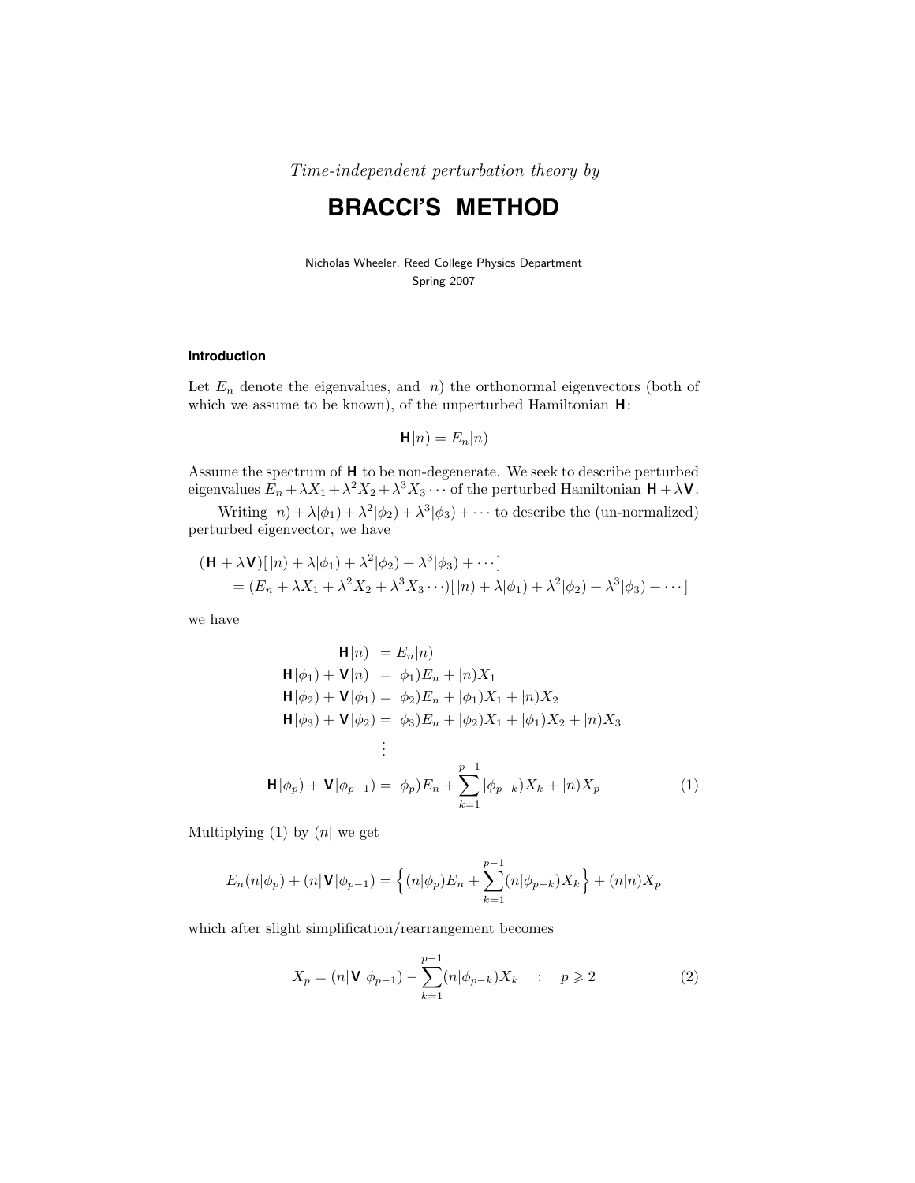*Time-independent perturbation theory by*

# BRACCI'S METHOD

Nicholas Wheeler, Reed College Physics Department
Spring 2007

### Introduction

Let $E_n$ denote the eigenvalues, and $|n)$ the orthonormal eigenvectors (both of which we assume to be known), of the unperturbed Hamiltonian $\mathbf{H}$:

$$\mathbf{H}|n) = E_n|n)$$

Assume the spectrum of $\mathbf{H}$ to be non-degenerate. We seek to describe perturbed eigenvalues $E_n + \lambda X_1 + \lambda^2 X_2 + \lambda^3 X_3 \cdots$ of the perturbed Hamiltonian $\mathbf{H} + \lambda\mathbf{V}$.

Writing $|n) + \lambda|\phi_1) + \lambda^2|\phi_2) + \lambda^3|\phi_3) + \cdots$ to describe the (un-normalized) perturbed eigenvector, we have

$$\begin{aligned}
&(\mathbf{H} + \lambda\mathbf{V})[\,|n) + \lambda|\phi_1) + \lambda^2|\phi_2) + \lambda^3|\phi_3) + \cdots] \\
&\qquad = (E_n + \lambda X_1 + \lambda^2 X_2 + \lambda^3 X_3 \cdots)[\,|n) + \lambda|\phi_1) + \lambda^2|\phi_2) + \lambda^3|\phi_3) + \cdots]
\end{aligned}$$

we have

$$\begin{aligned}
\mathbf{H}|n) &= E_n|n) \\
\mathbf{H}|\phi_1) + \mathbf{V}|n) &= |\phi_1)E_n + |n)X_1 \\
\mathbf{H}|\phi_2) + \mathbf{V}|\phi_1) &= |\phi_2)E_n + |\phi_1)X_1 + |n)X_2 \\
\mathbf{H}|\phi_3) + \mathbf{V}|\phi_2) &= |\phi_3)E_n + |\phi_2)X_1 + |\phi_1)X_2 + |n)X_3 \\
&\;\;\vdots \\
\mathbf{H}|\phi_p) + \mathbf{V}|\phi_{p-1}) &= |\phi_p)E_n + \sum_{k=1}^{p-1}|\phi_{p-k})X_k + |n)X_p \qquad (1)
\end{aligned}$$

Multiplying (1) by $(n|$ we get

$$E_n(n|\phi_p) + (n|\mathbf{V}|\phi_{p-1}) = \Big\{(n|\phi_p)E_n + \sum_{k=1}^{p-1}(n|\phi_{p-k})X_k\Big\} + (n|n)X_p$$

which after slight simplification/rearrangement becomes

$$X_p = (n|\mathbf{V}|\phi_{p-1}) - \sum_{k=1}^{p-1}(n|\phi_{p-k})X_k \quad : \quad p \geqslant 2 \qquad (2)$$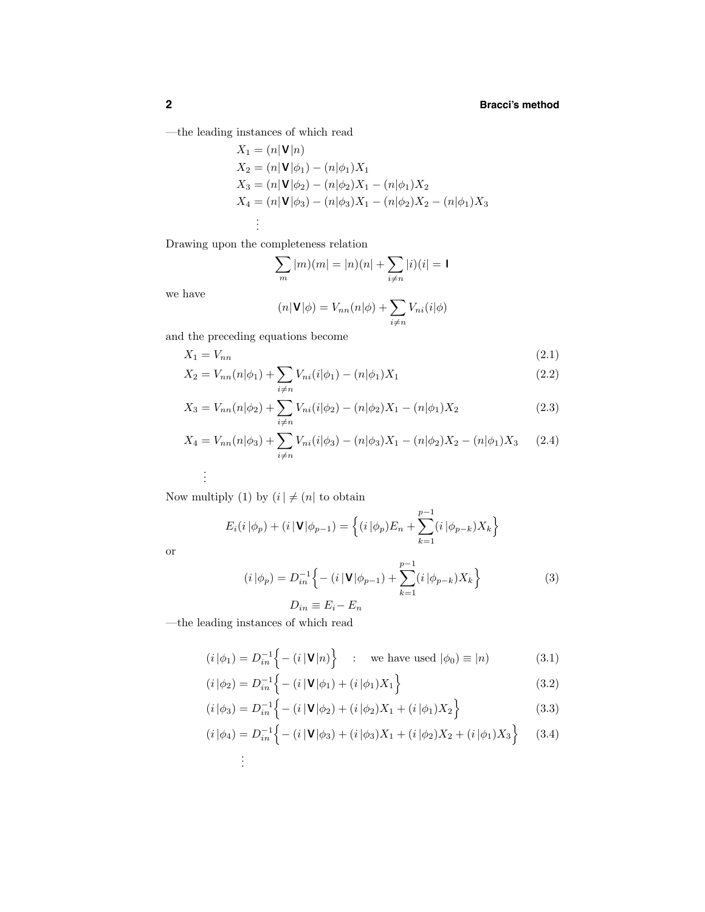—the leading instances of which read

$$
\begin{aligned}
X_1 &= (n|\mathbf{V}|n)\\
X_2 &= (n|\mathbf{V}|\phi_1) - (n|\phi_1)X_1\\
X_3 &= (n|\mathbf{V}|\phi_2) - (n|\phi_2)X_1 - (n|\phi_1)X_2\\
X_4 &= (n|\mathbf{V}|\phi_3) - (n|\phi_3)X_1 - (n|\phi_2)X_2 - (n|\phi_1)X_3\\
&\;\vdots
\end{aligned}
$$

Drawing upon the completeness relation

$$\sum_m |m)(m| = |n)(n| + \sum_{i\neq n}|i)(i| = \mathbf{I}$$

we have

$$(n|\mathbf{V}|\phi) = V_{nn}(n|\phi) + \sum_{i\neq n} V_{ni}(i|\phi)$$

and the preceding equations become

$$X_1 = V_{nn} \tag{2.1}$$

$$X_2 = V_{nn}(n|\phi_1) + \sum_{i\neq n} V_{ni}(i|\phi_1) - (n|\phi_1)X_1 \tag{2.2}$$

$$X_3 = V_{nn}(n|\phi_2) + \sum_{i\neq n} V_{ni}(i|\phi_2) - (n|\phi_2)X_1 - (n|\phi_1)X_2 \tag{2.3}$$

$$X_4 = V_{nn}(n|\phi_3) + \sum_{i\neq n} V_{ni}(i|\phi_3) - (n|\phi_3)X_1 - (n|\phi_2)X_2 - (n|\phi_1)X_3 \tag{2.4}$$

$$\vdots$$

Now multiply (1) by $(i\,| \neq (n|$ to obtain

$$E_i(i\,|\phi_p) + (i\,|\mathbf{V}|\phi_{p-1}) = \Big\{(i\,|\phi_p)E_n + \sum_{k=1}^{p-1}(i\,|\phi_{p-k})X_k\Big\}$$

or

$$(i\,|\phi_p) = D_{in}^{-1}\Big\{-(i\,|\mathbf{V}|\phi_{p-1}) + \sum_{k=1}^{p-1}(i\,|\phi_{p-k})X_k\Big\} \tag{3}$$

$$D_{in} \equiv E_i - E_n$$

—the leading instances of which read

$$(i\,|\phi_1) = D_{in}^{-1}\Big\{-(i\,|\mathbf{V}|n)\Big\} \quad : \quad \text{we have used } |\phi_0) \equiv |n) \tag{3.1}$$

$$(i\,|\phi_2) = D_{in}^{-1}\Big\{-(i\,|\mathbf{V}|\phi_1) + (i\,|\phi_1)X_1\Big\} \tag{3.2}$$

$$(i\,|\phi_3) = D_{in}^{-1}\Big\{-(i\,|\mathbf{V}|\phi_2) + (i\,|\phi_2)X_1 + (i\,|\phi_1)X_2\Big\} \tag{3.3}$$

$$(i\,|\phi_4) = D_{in}^{-1}\Big\{-(i\,|\mathbf{V}|\phi_3) + (i\,|\phi_3)X_1 + (i\,|\phi_2)X_2 + (i\,|\phi_1)X_3\Big\} \tag{3.4}$$

$$\vdots$$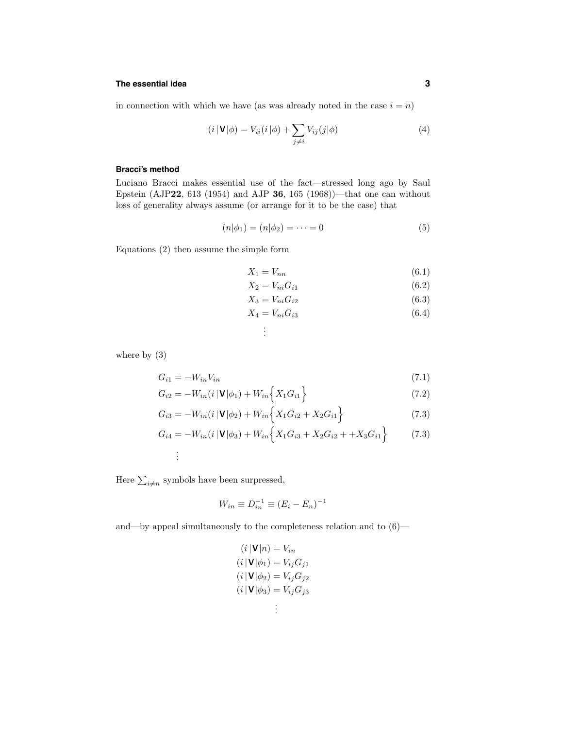in connection with which we have (as was already noted in the case $i = n$)

$$(i\,|\mathbf{V}|\phi) = V_{ii}(i\,|\phi) + \sum_{j \neq i} V_{ij}(j|\phi) \tag{4}$$

### Bracci's method

Luciano Bracci makes essential use of the fact—stressed long ago by Saul Epstein (AJP**22**, 613 (1954) and AJP **36**, 165 (1968))—that one can without loss of generality always assume (or arrange for it to be the case) that

$$(n|\phi_1) = (n|\phi_2) = \cdots = 0 \tag{5}$$

Equations (2) then assume the simple form

$$X_1 = V_{nn} \tag{6.1}$$
$$X_2 = V_{ni}G_{i1} \tag{6.2}$$
$$X_3 = V_{ni}G_{i2} \tag{6.3}$$
$$X_4 = V_{ni}G_{i3} \tag{6.4}$$
$$\vdots$$

where by (3)

$$G_{i1} = -W_{in}V_{in} \tag{7.1}$$
$$G_{i2} = -W_{in}(i\,|\mathbf{V}|\phi_1) + W_{in}\Big\{X_1 G_{i1}\Big\} \tag{7.2}$$
$$G_{i3} = -W_{in}(i\,|\mathbf{V}|\phi_2) + W_{in}\Big\{X_1 G_{i2} + X_2 G_{i1}\Big\} \tag{7.3}$$
$$G_{i4} = -W_{in}(i\,|\mathbf{V}|\phi_3) + W_{in}\Big\{X_1 G_{i3} + X_2 G_{i2} + +X_3 G_{i1}\Big\} \tag{7.3}$$
$$\vdots$$

Here $\sum_{i \neq n}$ symbols have been surpressed,

$$W_{in} \equiv D_{in}^{-1} \equiv (E_i - E_n)^{-1}$$

and—by appeal simultaneously to the completeness relation and to (6)—

$$(i\,|\mathbf{V}|n) = V_{in}$$
$$(i\,|\mathbf{V}|\phi_1) = V_{ij}G_{j1}$$
$$(i\,|\mathbf{V}|\phi_2) = V_{ij}G_{j2}$$
$$(i\,|\mathbf{V}|\phi_3) = V_{ij}G_{j3}$$
$$\vdots$$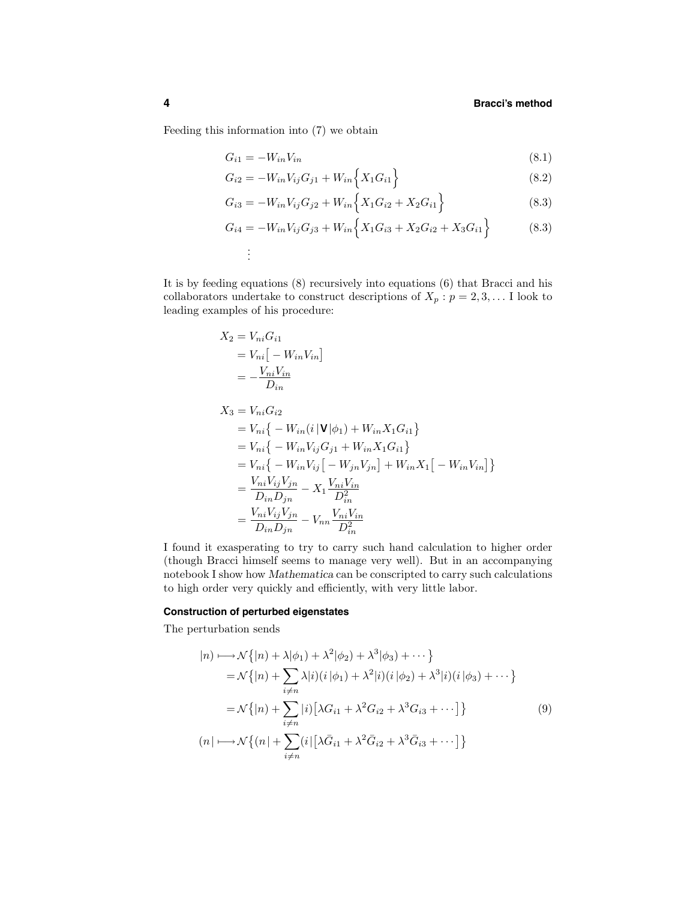Feeding this information into (7) we obtain

$$G_{i1} = -W_{in}V_{in} \tag{8.1}$$

$$G_{i2} = -W_{in}V_{ij}G_{j1} + W_{in}\Big\{X_1G_{i1}\Big\} \tag{8.2}$$

$$G_{i3} = -W_{in}V_{ij}G_{j2} + W_{in}\Big\{X_1G_{i2} + X_2G_{i1}\Big\} \tag{8.3}$$

$$G_{i4} = -W_{in}V_{ij}G_{j3} + W_{in}\Big\{X_1G_{i3} + X_2G_{i2} + X_3G_{i1}\Big\} \tag{8.3}$$

$$\vdots$$

It is by feeding equations (8) recursively into equations (6) that Bracci and his collaborators undertake to construct descriptions of $X_p : p = 2, 3, \ldots$ I look to leading examples of his procedure:

$$\begin{aligned}
X_2 &= V_{ni}G_{i1} \\
&= V_{ni}\big[-W_{in}V_{in}\big] \\
&= -\frac{V_{ni}V_{in}}{D_{in}}
\end{aligned}$$

$$\begin{aligned}
X_3 &= V_{ni}G_{i2} \\
&= V_{ni}\big\{-W_{in}(i\,|\mathbf{V}|\phi_1) + W_{in}X_1G_{i1}\big\} \\
&= V_{ni}\big\{-W_{in}V_{ij}G_{j1} + W_{in}X_1G_{i1}\big\} \\
&= V_{ni}\big\{-W_{in}V_{ij}\big[-W_{jn}V_{jn}\big] + W_{in}X_1\big[-W_{in}V_{in}\big]\big\} \\
&= \frac{V_{ni}V_{ij}V_{jn}}{D_{in}D_{jn}} - X_1\frac{V_{ni}V_{in}}{D_{in}^2} \\
&= \frac{V_{ni}V_{ij}V_{jn}}{D_{in}D_{jn}} - V_{nn}\frac{V_{ni}V_{in}}{D_{in}^2}
\end{aligned}$$

I found it exasperating to try to carry such hand calculation to higher order (though Bracci himself seems to manage very well). But in an accompanying notebook I show how *Mathematica* can be conscripted to carry such calculations to high order very quickly and efficiently, with very little labor.

#### Construction of perturbed eigenstates

The perturbation sends

$$\begin{aligned}
|n) \longmapsto &\,\mathcal{N}\big\{|n) + \lambda|\phi_1) + \lambda^2|\phi_2) + \lambda^3|\phi_3) + \cdots\big\} \\
= &\,\mathcal{N}\big\{|n) + \sum_{i\neq n}\lambda|i)(i\,|\phi_1) + \lambda^2|i)(i\,|\phi_2) + \lambda^3|i)(i\,|\phi_3) + \cdots\big\} \\
= &\,\mathcal{N}\big\{|n) + \sum_{i\neq n}|i)\big[\lambda G_{i1} + \lambda^2 G_{i2} + \lambda^3 G_{i3} + \cdots\big]\big\} \\
(n\,| \longmapsto &\,\mathcal{N}\big\{(n\,| + \sum_{i\neq n}(i\,|\big[\lambda \bar{G}_{i1} + \lambda^2 \bar{G}_{i2} + \lambda^3 \bar{G}_{i3} + \cdots\big]\big\}
\end{aligned} \tag{9}$$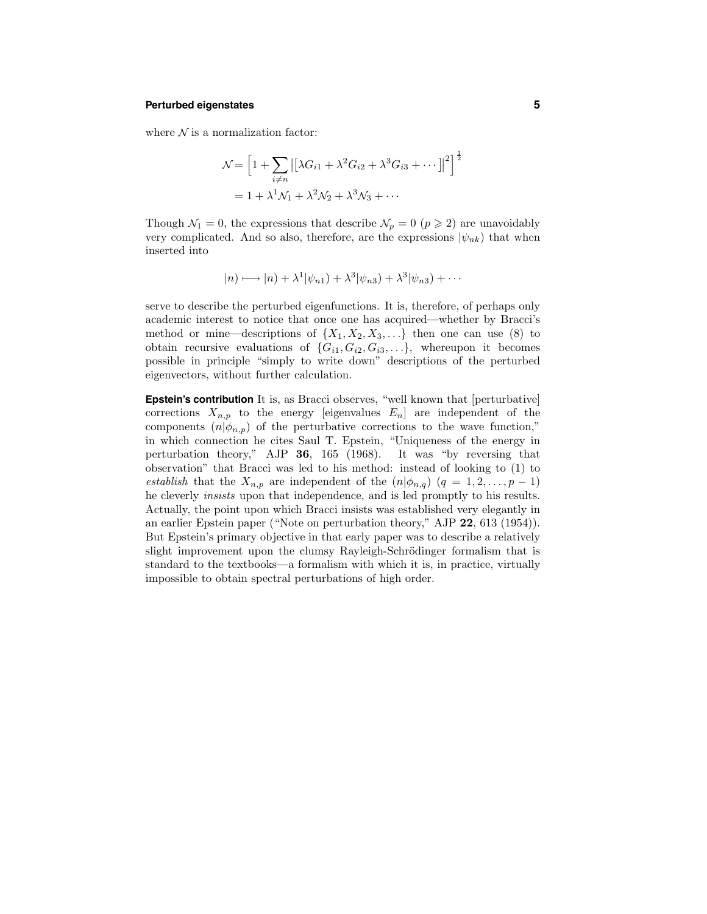where $\mathcal{N}$ is a normalization factor:

$$
\begin{aligned}
\mathcal{N} &= \Big[1 + \sum_{i\neq n} \big|\big[\lambda G_{i1} + \lambda^2 G_{i2} + \lambda^3 G_{i3} + \cdots\big]\big|^2\Big]^{\frac{1}{2}} \\
&= 1 + \lambda^1 \mathcal{N}_1 + \lambda^2 \mathcal{N}_2 + \lambda^3 \mathcal{N}_3 + \cdots
\end{aligned}
$$

Though $\mathcal{N}_1 = 0$, the expressions that describe $\mathcal{N}_p = 0$ $(p \geqslant 2)$ are unavoidably very complicated. And so also, therefore, are the expressions $|\psi_{nk})$ that when inserted into

$$
|n) \longmapsto |n) + \lambda^1|\psi_{n1}) + \lambda^3|\psi_{n3}) + \lambda^3|\psi_{n3}) + \cdots
$$

serve to describe the perturbed eigenfunctions. It is, therefore, of perhaps only academic interest to notice that once one has acquired—whether by Bracci's method or mine—descriptions of $\{X_1, X_2, X_3, \ldots\}$ then one can use (8) to obtain recursive evaluations of $\{G_{i1}, G_{i2}, G_{i3}, \ldots\}$, whereupon it becomes possible in principle "simply to write down" descriptions of the perturbed eigenvectors, without further calculation.

**Epstein's contribution** It is, as Bracci observes, "well known that [perturbative] corrections $X_{n,p}$ to the energy [eigenvalues $E_n$] are independent of the components $(n|\phi_{n,p})$ of the perturbative corrections to the wave function," in which connection he cites Saul T. Epstein, "Uniqueness of the energy in perturbation theory," AJP **36**, 165 (1968). It was "by reversing that observation" that Bracci was led to his method: instead of looking to (1) to *establish* that the $X_{n,p}$ are independent of the $(n|\phi_{n,q})$ $(q = 1, 2, \ldots, p-1)$ he cleverly *insists* upon that independence, and is led promptly to his results. Actually, the point upon which Bracci insists was established very elegantly in an earlier Epstein paper ("Note on perturbation theory," AJP **22**, 613 (1954)). But Epstein's primary objective in that early paper was to describe a relatively slight improvement upon the clumsy Rayleigh-Schrödinger formalism that is standard to the textbooks—a formalism with which it is, in practice, virtually impossible to obtain spectral perturbations of high order.